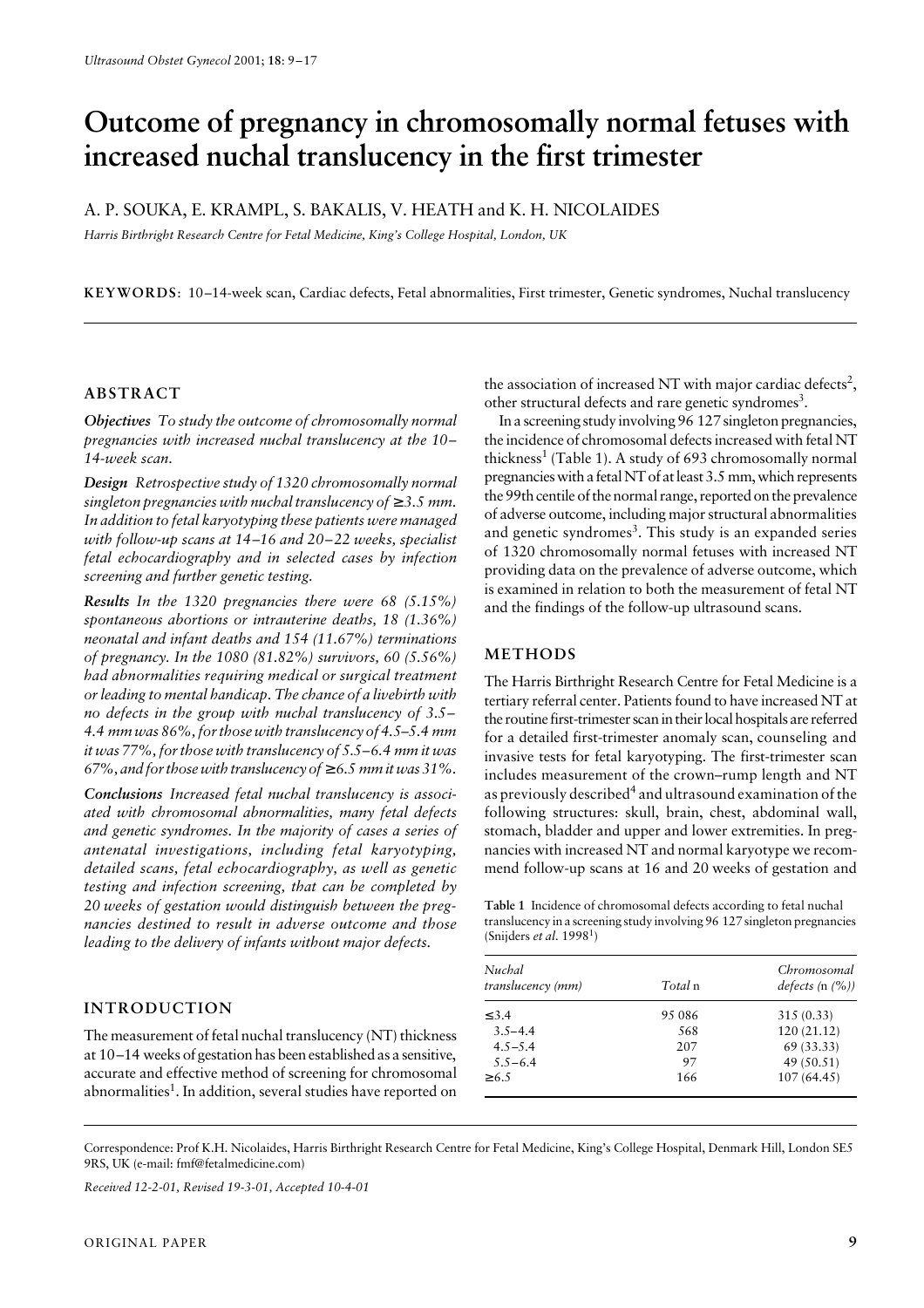# Outcome of pregnancy in chromosomally normal fetuses with increased nuchal translucency in the first trimester

A. P. SOUKA, E. KRAMPL, S. BAKALIS, V. HEATH and K. H. NICOLAIDES

*Harris Birthright Research Centre for Fetal Medicine, King's College Hospital, London, UK*

**KEYWORDS**: 10–14-week scan, Cardiac defects, Fetal abnormalities, First trimester, Genetic syndromes, Nuchal translucency

## ABSTRACT

***Objectives*** *To study the outcome of chromosomally normal pregnancies with increased nuchal translucency at the 10–14-week scan.*

***Design*** *Retrospective study of 1320 chromosomally normal singleton pregnancies with nuchal translucency of ≥3.5 mm. In addition to fetal karyotyping these patients were managed with follow-up scans at 14–16 and 20–22 weeks, specialist fetal echocardiography and in selected cases by infection screening and further genetic testing.*

***Results*** *In the 1320 pregnancies there were 68 (5.15%) spontaneous abortions or intrauterine deaths, 18 (1.36%) neonatal and infant deaths and 154 (11.67%) terminations of pregnancy. In the 1080 (81.82%) survivors, 60 (5.56%) had abnormalities requiring medical or surgical treatment or leading to mental handicap. The chance of a livebirth with no defects in the group with nuchal translucency of 3.5–4.4 mm was 86%, for those with translucency of 4.5–5.4 mm it was 77%, for those with translucency of 5.5–6.4 mm it was 67%, and for those with translucency of ≥6.5 mm it was 31%.*

***Conclusions*** *Increased fetal nuchal translucency is associated with chromosomal abnormalities, many fetal defects and genetic syndromes. In the majority of cases a series of antenatal investigations, including fetal karyotyping, detailed scans, fetal echocardiography, as well as genetic testing and infection screening, that can be completed by 20 weeks of gestation would distinguish between the pregnancies destined to result in adverse outcome and those leading to the delivery of infants without major defects.*

## INTRODUCTION

The measurement of fetal nuchal translucency (NT) thickness at 10–14 weeks of gestation has been established as a sensitive, accurate and effective method of screening for chromosomal abnormalities[1]. In addition, several studies have reported on the association of increased NT with major cardiac defects[2], other structural defects and rare genetic syndromes[3].

In a screening study involving 96 127 singleton pregnancies, the incidence of chromosomal defects increased with fetal NT thickness[1] (Table 1). A study of 693 chromosomally normal pregnancies with a fetal NT of at least 3.5 mm, which represents the 99th centile of the normal range, reported on the prevalence of adverse outcome, including major structural abnormalities and genetic syndromes[3]. This study is an expanded series of 1320 chromosomally normal fetuses with increased NT providing data on the prevalence of adverse outcome, which is examined in relation to both the measurement of fetal NT and the findings of the follow-up ultrasound scans.

## METHODS

The Harris Birthright Research Centre for Fetal Medicine is a tertiary referral center. Patients found to have increased NT at the routine first-trimester scan in their local hospitals are referred for a detailed first-trimester anomaly scan, counseling and invasive tests for fetal karyotyping. The first-trimester scan includes measurement of the crown–rump length and NT as previously described[4] and ultrasound examination of the following structures: skull, brain, chest, abdominal wall, stomach, bladder and upper and lower extremities. In pregnancies with increased NT and normal karyotype we recommend follow-up scans at 16 and 20 weeks of gestation and

**Table 1** Incidence of chromosomal defects according to fetal nuchal translucency in a screening study involving 96 127 singleton pregnancies (Snijders *et al.* 1998[1])

| *Nuchal translucency (mm)* | *Total* n | *Chromosomal defects* (n (%)) |
|---|---|---|
| ≤3.4 | 95 086 | 315 (0.33) |
| 3.5–4.4 | 568 | 120 (21.12) |
| 4.5–5.4 | 207 | 69 (33.33) |
| 5.5–6.4 | 97 | 49 (50.51) |
| ≥6.5 | 166 | 107 (64.45) |

Correspondence: Prof K.H. Nicolaides, Harris Birthright Research Centre for Fetal Medicine, King's College Hospital, Denmark Hill, London SE5 9RS, UK (e-mail: fmf@fetalmedicine.com)

*Received 12-2-01, Revised 19-3-01, Accepted 10-4-01*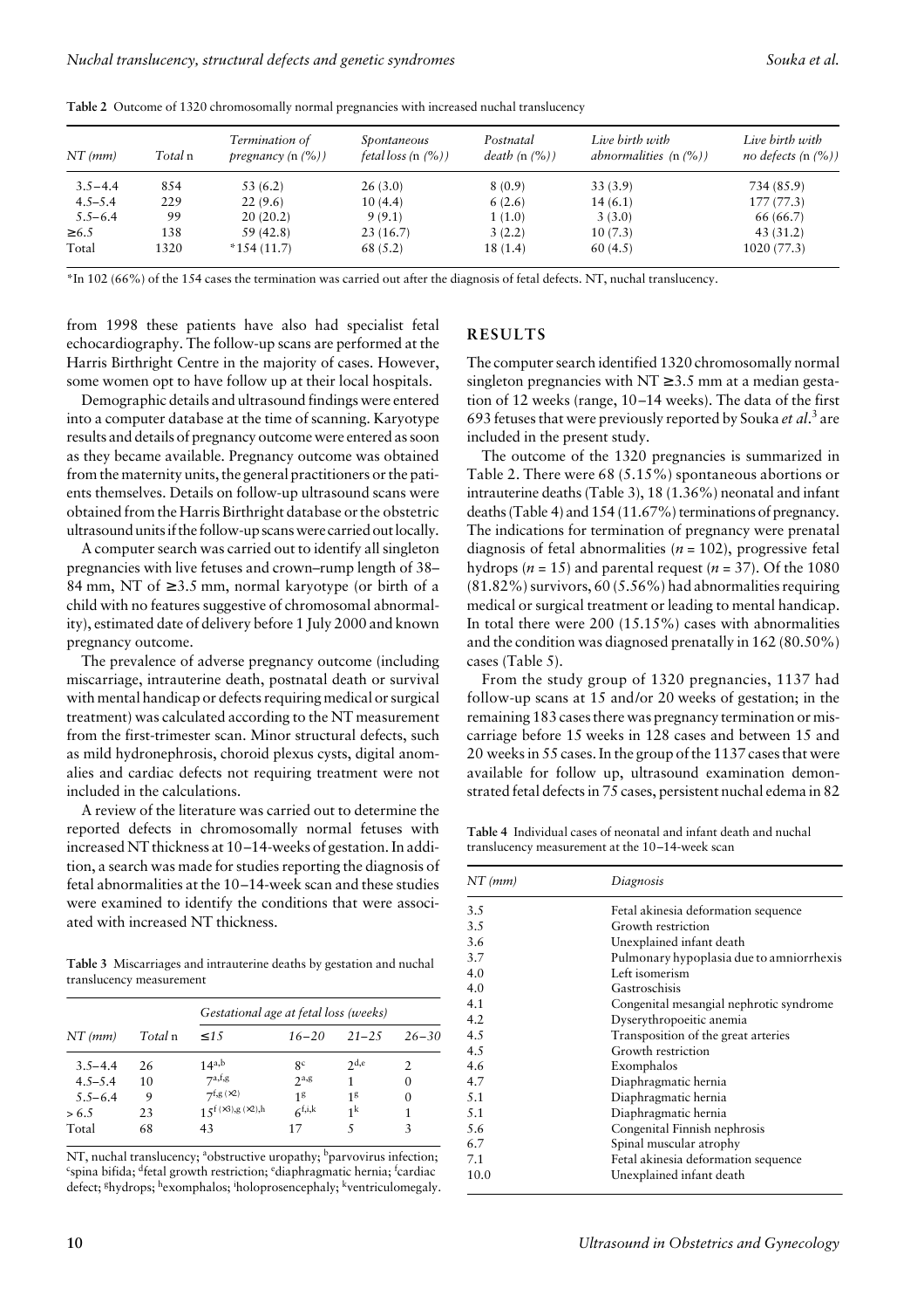**Table 2** Outcome of 1320 chromosomally normal pregnancies with increased nuchal translucency

| NT (mm) | Total n | Termination of pregnancy (n (%)) | Spontaneous fetal loss (n (%)) | Postnatal death (n (%)) | Live birth with abnormalities (n (%)) | Live birth with no defects (n (%)) |
|---|---|---|---|---|---|---|
| 3.5–4.4 | 854 | 53 (6.2) | 26 (3.0) | 8 (0.9) | 33 (3.9) | 734 (85.9) |
| 4.5–5.4 | 229 | 22 (9.6) | 10 (4.4) | 6 (2.6) | 14 (6.1) | 177 (77.3) |
| 5.5–6.4 | 99 | 20 (20.2) | 9 (9.1) | 1 (1.0) | 3 (3.0) | 66 (66.7) |
| ≥6.5 | 138 | 59 (42.8) | 23 (16.7) | 3 (2.2) | 10 (7.3) | 43 (31.2) |
| Total | 1320 | *154 (11.7) | 68 (5.2) | 18 (1.4) | 60 (4.5) | 1020 (77.3) |

*In 102 (66%) of the 154 cases the termination was carried out after the diagnosis of fetal defects. NT, nuchal translucency.

from 1998 these patients have also had specialist fetal echocardiography. The follow-up scans are performed at the Harris Birthright Centre in the majority of cases. However, some women opt to have follow up at their local hospitals.

Demographic details and ultrasound findings were entered into a computer database at the time of scanning. Karyotype results and details of pregnancy outcome were entered as soon as they became available. Pregnancy outcome was obtained from the maternity units, the general practitioners or the patients themselves. Details on follow-up ultrasound scans were obtained from the Harris Birthright database or the obstetric ultrasound units if the follow-up scans were carried out locally.

A computer search was carried out to identify all singleton pregnancies with live fetuses and crown–rump length of 38–84 mm, NT of ≥3.5 mm, normal karyotype (or birth of a child with no features suggestive of chromosomal abnormality), estimated date of delivery before 1 July 2000 and known pregnancy outcome.

The prevalence of adverse pregnancy outcome (including miscarriage, intrauterine death, postnatal death or survival with mental handicap or defects requiring medical or surgical treatment) was calculated according to the NT measurement from the first-trimester scan. Minor structural defects, such as mild hydronephrosis, choroid plexus cysts, digital anomalies and cardiac defects not requiring treatment were not included in the calculations.

A review of the literature was carried out to determine the reported defects in chromosomally normal fetuses with increased NT thickness at 10–14-weeks of gestation. In addition, a search was made for studies reporting the diagnosis of fetal abnormalities at the 10–14-week scan and these studies were examined to identify the conditions that were associated with increased NT thickness.

**Table 3** Miscarriages and intrauterine deaths by gestation and nuchal translucency measurement

| NT (mm) | Total n | Gestational age at fetal loss (weeks) | | | |
|---|---|---|---|---|---|
| | | ≤15 | 16–20 | 21–25 | 26–30 |
| 3.5–4.4 | 26 | 14[a,b] | 8[c] | 2[d,e] | 2 |
| 4.5–5.4 | 10 | 7[a,f,g] | 2[a,g] | 1 | 0 |
| 5.5–6.4 | 9 | 7[f,g (×2)] | 1[g] | 1[g] | 0 |
| > 6.5 | 23 | 15[f (×3),g (×2),h] | 6[f,i,k] | 1[k] | 1 |
| Total | 68 | 43 | 17 | 5 | 3 |

NT, nuchal translucency; [a]obstructive uropathy; [b]parvovirus infection; [c]spina bifida; [d]fetal growth restriction; [e]diaphragmatic hernia; [f]cardiac defect; [g]hydrops; [h]exomphalos; [i]holoprosencephaly; [k]ventriculomegaly.

## RESULTS

The computer search identified 1320 chromosomally normal singleton pregnancies with NT ≥3.5 mm at a median gestation of 12 weeks (range, 10–14 weeks). The data of the first 693 fetuses that were previously reported by Souka *et al.*[3] are included in the present study.

The outcome of the 1320 pregnancies is summarized in Table 2. There were 68 (5.15%) spontaneous abortions or intrauterine deaths (Table 3), 18 (1.36%) neonatal and infant deaths (Table 4) and 154 (11.67%) terminations of pregnancy. The indications for termination of pregnancy were prenatal diagnosis of fetal abnormalities ($n = 102$), progressive fetal hydrops ($n = 15$) and parental request ($n = 37$). Of the 1080 (81.82%) survivors, 60 (5.56%) had abnormalities requiring medical or surgical treatment or leading to mental handicap. In total there were 200 (15.15%) cases with abnormalities and the condition was diagnosed prenatally in 162 (80.50%) cases (Table 5).

From the study group of 1320 pregnancies, 1137 had follow-up scans at 15 and/or 20 weeks of gestation; in the remaining 183 cases there was pregnancy termination or miscarriage before 15 weeks in 128 cases and between 15 and 20 weeks in 55 cases. In the group of the 1137 cases that were available for follow up, ultrasound examination demonstrated fetal defects in 75 cases, persistent nuchal edema in 82

**Table 4** Individual cases of neonatal and infant death and nuchal translucency measurement at the 10–14-week scan

| NT (mm) | Diagnosis |
|---|---|
| 3.5 | Fetal akinesia deformation sequence |
| 3.5 | Growth restriction |
| 3.6 | Unexplained infant death |
| 3.7 | Pulmonary hypoplasia due to amniorrhexis |
| 4.0 | Left isomerism |
| 4.0 | Gastroschisis |
| 4.1 | Congenital mesangial nephrotic syndrome |
| 4.2 | Dyserythropoeitic anemia |
| 4.5 | Transposition of the great arteries |
| 4.5 | Growth restriction |
| 4.6 | Exomphalos |
| 4.7 | Diaphragmatic hernia |
| 5.1 | Diaphragmatic hernia |
| 5.1 | Diaphragmatic hernia |
| 5.6 | Congenital Finnish nephrosis |
| 6.7 | Spinal muscular atrophy |
| 7.1 | Fetal akinesia deformation sequence |
| 10.0 | Unexplained infant death |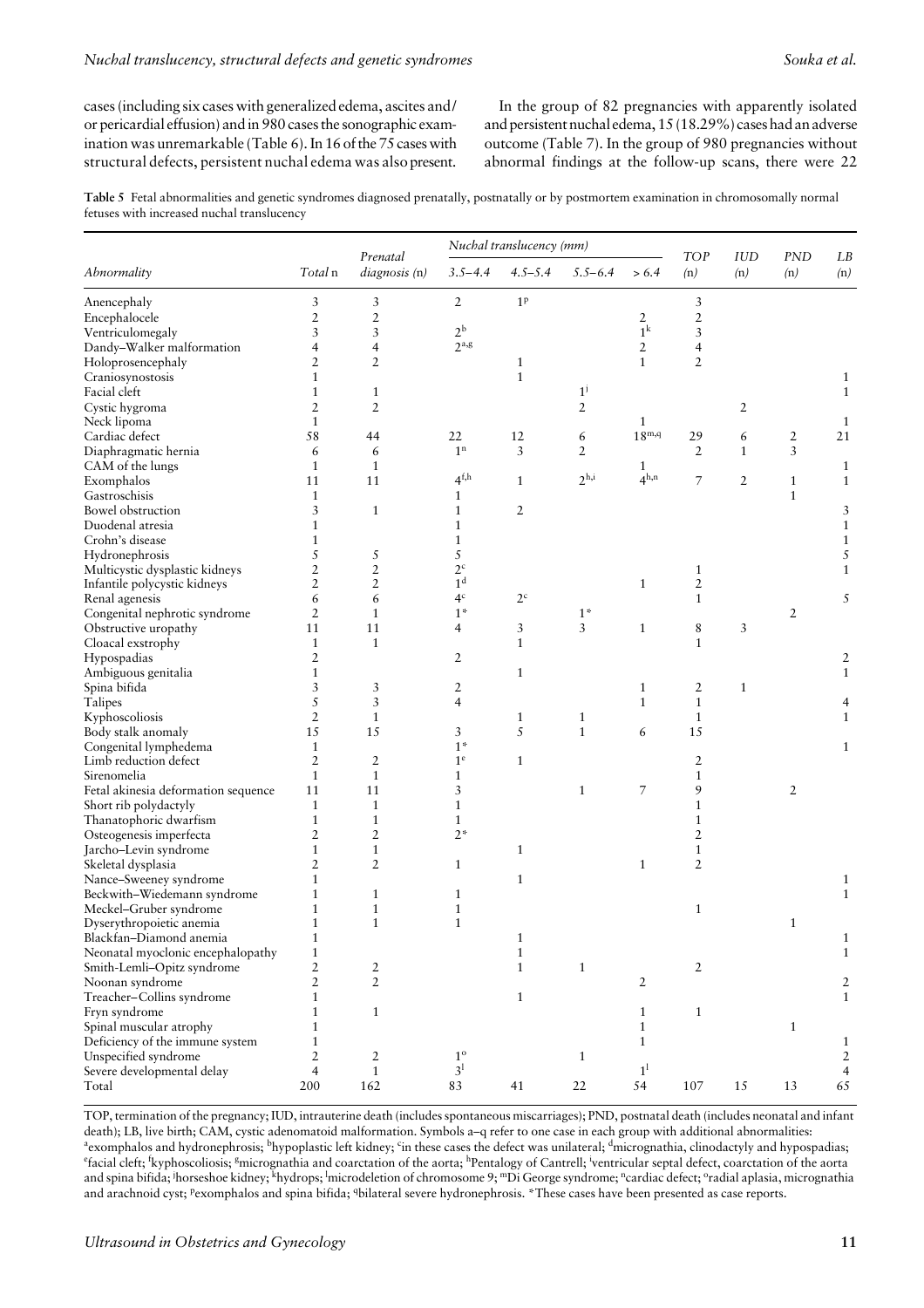cases (including six cases with generalized edema, ascites and/or pericardial effusion) and in 980 cases the sonographic examination was unremarkable (Table 6). In 16 of the 75 cases with structural defects, persistent nuchal edema was also present.

In the group of 82 pregnancies with apparently isolated and persistent nuchal edema, 15 (18.29%) cases had an adverse outcome (Table 7). In the group of 980 pregnancies without abnormal findings at the follow-up scans, there were 22

**Table 5** Fetal abnormalities and genetic syndromes diagnosed prenatally, postnatally or by postmortem examination in chromosomally normal fetuses with increased nuchal translucency

| *Abnormality* | *Total* n | *Prenatal diagnosis* (n) | *Nuchal translucency (mm)* | | | | *TOP* (n) | *IUD* (n) | *PND* (n) | *LB* (n) |
|---|---|---|---|---|---|---|---|---|---|---|
| | | | *3.5–4.4* | *4.5–5.4* | *5.5–6.4* | *> 6.4* | | | | |
| Anencephaly | 3 | 3 | 2 | 1[p] | | | 3 | | | |
| Encephalocele | 2 | 2 | | | | 2 | 2 | | | |
| Ventriculomegaly | 3 | 3 | 2[b] | | | 1[k] | 3 | | | |
| Dandy–Walker malformation | 4 | 4 | 2[a,g] | | | 2 | 4 | | | |
| Holoprosencephaly | 2 | 2 | | 1 | | 1 | 2 | | | |
| Craniosynostosis | 1 | | | 1 | | | | | | 1 |
| Facial cleft | 1 | 1 | | | 1[j] | | | | | 1 |
| Cystic hygroma | 2 | 2 | | | 2 | | | 2 | | |
| Neck lipoma | 1 | | | | | 1 | | | | 1 |
| Cardiac defect | 58 | 44 | 22 | 12 | 6 | 18[m,q] | 29 | 6 | 2 | 21 |
| Diaphragmatic hernia | 6 | 6 | 1[n] | 3 | 2 | | 2 | 1 | 3 | |
| CAM of the lungs | 1 | 1 | | | | 1 | | | | 1 |
| Exomphalos | 11 | 11 | 4[f,h] | 1 | 2[h,i] | 4[h,n] | 7 | 2 | 1 | 1 |
| Gastroschisis | 1 | | 1 | | | | | | 1 | |
| Bowel obstruction | 3 | 1 | 1 | 2 | | | | | | 3 |
| Duodenal atresia | 1 | | 1 | | | | | | | 1 |
| Crohn's disease | 1 | | 1 | | | | | | | 1 |
| Hydronephrosis | 5 | 5 | 5 | | | | | | | 5 |
| Multicystic dysplastic kidneys | 2 | 2 | 2[c] | | | | 1 | | | 1 |
| Infantile polycystic kidneys | 2 | 2 | 1[d] | | | 1 | 2 | | | |
| Renal agenesis | 6 | 6 | 4[c] | 2[c] | | | 1 | | | 5 |
| Congenital nephrotic syndrome | 2 | 1 | 1* | | 1* | | | | 2 | |
| Obstructive uropathy | 11 | 11 | 4 | 3 | 3 | 1 | 8 | 3 | | |
| Cloacal exstrophy | 1 | 1 | | 1 | | | 1 | | | |
| Hypospadias | 2 | | 2 | | | | | | | 2 |
| Ambiguous genitalia | 1 | | | 1 | | | | | | 1 |
| Spina bifida | 3 | 3 | 2 | | | 1 | 2 | 1 | | |
| Talipes | 5 | 3 | 4 | | | 1 | 1 | | | 4 |
| Kyphoscoliosis | 2 | 1 | | 1 | 1 | | 1 | | | 1 |
| Body stalk anomaly | 15 | 15 | 3 | 5 | 1 | 6 | 15 | | | |
| Congenital lymphedema | 1 | | 1* | | | | | | | 1 |
| Limb reduction defect | 2 | 2 | 1[e] | 1 | | | 2 | | | |
| Sirenomelia | 1 | 1 | 1 | | | | 1 | | | |
| Fetal akinesia deformation sequence | 11 | 11 | 3 | | 1 | 7 | 9 | | 2 | |
| Short rib polydactyly | 1 | 1 | 1 | | | | 1 | | | |
| Thanatophoric dwarfism | 1 | 1 | 1 | | | | 1 | | | |
| Osteogenesis imperfecta | 2 | 2 | 2* | | | | 2 | | | |
| Jarcho–Levin syndrome | 1 | 1 | | 1 | | | 1 | | | |
| Skeletal dysplasia | 2 | 2 | 1 | | | 1 | 2 | | | |
| Nance–Sweeney syndrome | 1 | | | 1 | | | | | | 1 |
| Beckwith–Wiedemann syndrome | 1 | 1 | 1 | | | | | | | 1 |
| Meckel–Gruber syndrome | 1 | 1 | 1 | | | | 1 | | | |
| Dyserythropoietic anemia | 1 | 1 | 1 | | | | | | 1 | |
| Blackfan–Diamond anemia | 1 | | | 1 | | | | | | 1 |
| Neonatal myoclonic encephalopathy | 1 | | | 1 | | | | | | 1 |
| Smith-Lemli–Opitz syndrome | 2 | 2 | | 1 | 1 | | 2 | | | |
| Noonan syndrome | 2 | 2 | | | | 2 | | | | 2 |
| Treacher–Collins syndrome | 1 | | | 1 | | | | | | 1 |
| Fryn syndrome | 1 | 1 | | | | 1 | 1 | | | |
| Spinal muscular atrophy | 1 | | | | | 1 | | | 1 | |
| Deficiency of the immune system | 1 | | | | | 1 | | | | 1 |
| Unspecified syndrome | 2 | 2 | 1[o] | | 1 | | | | | 2 |
| Severe developmental delay | 4 | 1 | 3[l] | | | 1[l] | | | | 4 |
| Total | 200 | 162 | 83 | 41 | 22 | 54 | 107 | 15 | 13 | 65 |

TOP, termination of the pregnancy; IUD, intrauterine death (includes spontaneous miscarriages); PND, postnatal death (includes neonatal and infant death); LB, live birth; CAM, cystic adenomatoid malformation. Symbols a–q refer to one case in each group with additional abnormalities: [a]exomphalos and hydronephrosis; [b]hypoplastic left kidney; [c]in these cases the defect was unilateral; [d]micrognathia, clinodactyly and hypospadias; [e]facial cleft; [f]kyphoscoliosis; [g]micrognathia and coarctation of the aorta; [h]Pentalogy of Cantrell; [i]ventricular septal defect, coarctation of the aorta and spina bifida; [j]horseshoe kidney; [k]hydrops; [l]microdeletion of chromosome 9; [m]Di George syndrome; [n]cardiac defect; [o]radial aplasia, micrognathia and arachnoid cyst; [p]exomphalos and spina bifida; [q]bilateral severe hydronephrosis. *These cases have been presented as case reports.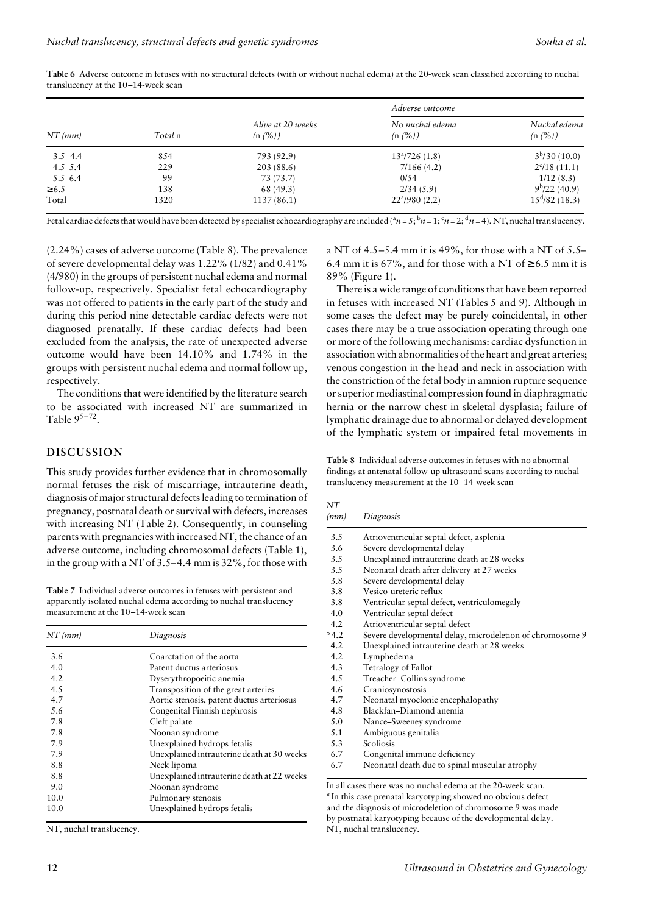**Table 6** Adverse outcome in fetuses with no structural defects (with or without nuchal edema) at the 20-week scan classified according to nuchal translucency at the 10–14-week scan

| NT (mm) | Total n | Alive at 20 weeks (n (%)) | Adverse outcome | |
|---|---|---|---|---|
| | | | No nuchal edema (n (%)) | Nuchal edema (n (%)) |
| 3.5–4.4 | 854 | 793 (92.9) | 13[a]/726 (1.8) | 3[b]/30 (10.0) |
| 4.5–5.4 | 229 | 203 (88.6) | 7/166 (4.2) | 2[c]/18 (11.1) |
| 5.5–6.4 | 99 | 73 (73.7) | 0/54 | 1/12 (8.3) |
| ≥6.5 | 138 | 68 (49.3) | 2/34 (5.9) | 9[b]/22 (40.9) |
| Total | 1320 | 1137 (86.1) | 22[a]/980 (2.2) | 15[d]/82 (18.3) |

Fetal cardiac defects that would have been detected by specialist echocardiography are included ([a]$n = 5$; [b]$n = 1$; [c]$n = 2$; [d]$n = 4$). NT, nuchal translucency.

(2.24%) cases of adverse outcome (Table 8). The prevalence of severe developmental delay was 1.22% (1/82) and 0.41% (4/980) in the groups of persistent nuchal edema and normal follow-up, respectively. Specialist fetal echocardiography was not offered to patients in the early part of the study and during this period nine detectable cardiac defects were not diagnosed prenatally. If these cardiac defects had been excluded from the analysis, the rate of unexpected adverse outcome would have been 14.10% and 1.74% in the groups with persistent nuchal edema and normal follow up, respectively.

The conditions that were identified by the literature search to be associated with increased NT are summarized in Table 9[5–72].

## DISCUSSION

This study provides further evidence that in chromosomally normal fetuses the risk of miscarriage, intrauterine death, diagnosis of major structural defects leading to termination of pregnancy, postnatal death or survival with defects, increases with increasing NT (Table 2). Consequently, in counseling parents with pregnancies with increased NT, the chance of an adverse outcome, including chromosomal defects (Table 1), in the group with a NT of 3.5–4.4 mm is 32%, for those with a NT of 4.5–5.4 mm it is 49%, for those with a NT of 5.5–6.4 mm it is 67%, and for those with a NT of ≥6.5 mm it is 89% (Figure 1).

There is a wide range of conditions that have been reported in fetuses with increased NT (Tables 5 and 9). Although in some cases the defect may be purely coincidental, in other cases there may be a true association operating through one or more of the following mechanisms: cardiac dysfunction in association with abnormalities of the heart and great arteries; venous congestion in the head and neck in association with the constriction of the fetal body in amnion rupture sequence or superior mediastinal compression found in diaphragmatic hernia or the narrow chest in skeletal dysplasia; failure of lymphatic drainage due to abnormal or delayed development of the lymphatic system or impaired fetal movements in

**Table 7** Individual adverse outcomes in fetuses with persistent and apparently isolated nuchal edema according to nuchal translucency measurement at the 10–14-week scan

| NT (mm) | Diagnosis |
|---|---|
| 3.6 | Coarctation of the aorta |
| 4.0 | Patent ductus arteriosus |
| 4.2 | Dyserythropoeitic anemia |
| 4.5 | Transposition of the great arteries |
| 4.7 | Aortic stenosis, patent ductus arteriosus |
| 5.6 | Congenital Finnish nephrosis |
| 7.8 | Cleft palate |
| 7.8 | Noonan syndrome |
| 7.9 | Unexplained hydrops fetalis |
| 7.9 | Unexplained intrauterine death at 30 weeks |
| 8.8 | Neck lipoma |
| 8.8 | Unexplained intrauterine death at 22 weeks |
| 9.0 | Noonan syndrome |
| 10.0 | Pulmonary stenosis |
| 10.0 | Unexplained hydrops fetalis |

NT, nuchal translucency.

**Table 8** Individual adverse outcomes in fetuses with no abnormal findings at antenatal follow-up ultrasound scans according to nuchal translucency measurement at the 10–14-week scan

| NT (mm) | Diagnosis |
|---|---|
| 3.5 | Atrioventricular septal defect, asplenia |
| 3.6 | Severe developmental delay |
| 3.5 | Unexplained intrauterine death at 28 weeks |
| 3.5 | Neonatal death after delivery at 27 weeks |
| 3.8 | Severe developmental delay |
| 3.8 | Vesico-ureteric reflux |
| 3.8 | Ventricular septal defect, ventriculomegaly |
| 4.0 | Ventricular septal defect |
| 4.2 | Atrioventricular septal defect |
| *4.2 | Severe developmental delay, microdeletion of chromosome 9 |
| 4.2 | Unexplained intrauterine death at 28 weeks |
| 4.2 | Lymphedema |
| 4.3 | Tetralogy of Fallot |
| 4.5 | Treacher–Collins syndrome |
| 4.6 | Craniosynostosis |
| 4.7 | Neonatal myoclonic encephalopathy |
| 4.8 | Blackfan–Diamond anemia |
| 5.0 | Nance–Sweeney syndrome |
| 5.1 | Ambiguous genitalia |
| 5.3 | Scoliosis |
| 6.7 | Congenital immune deficiency |
| 6.7 | Neonatal death due to spinal muscular atrophy |

In all cases there was no nuchal edema at the 20-week scan.
*In this case prenatal karyotyping showed no obvious defect and the diagnosis of microdeletion of chromosome 9 was made by postnatal karyotyping because of the developmental delay.
NT, nuchal translucency.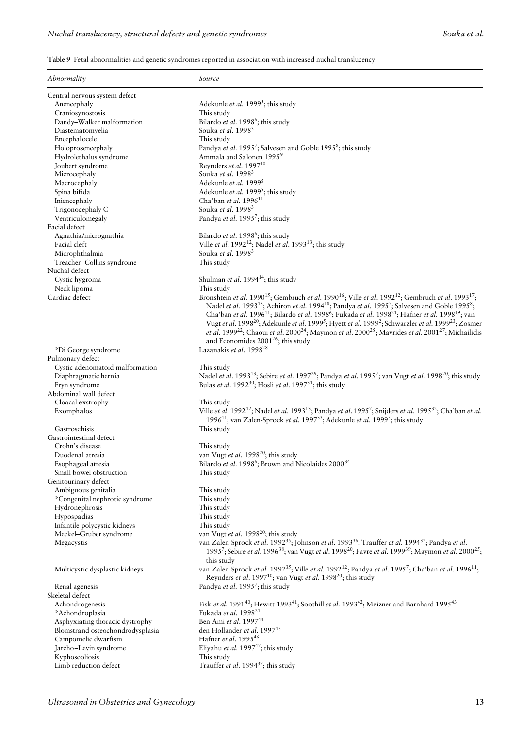**Table 9** Fetal abnormalities and genetic syndromes reported in association with increased nuchal translucency

| *Abnormality* | *Source* |
|---|---|
| Central nervous system defect | |
| Anencephaly | Adekunle *et al*. 1999[5]; this study |
| Craniosynostosis | This study |
| Dandy–Walker malformation | Bilardo *et al*. 1998[6]; this study |
| Diastematomyelia | Souka *et al*. 1998[3] |
| Encephalocele | This study |
| Holoprosencephaly | Pandya *et al*. 1995[7]; Salvesen and Goble 1995[8]; this study |
| Hydrolethalus syndrome | Ammala and Salonen 1995[9] |
| Joubert syndrome | Reynders *et al*. 1997[10] |
| Microcephaly | Souka *et al*. 1998[3] |
| Macrocephaly | Adekunle *et al*. 1999[5] |
| Spina bifida | Adekunle *et al*. 1999[5]; this study |
| Iniencephaly | Cha'ban *et al*. 1996[11] |
| Trigonocephaly C | Souka *et al*. 1998[3] |
| Ventriculomegaly | Pandya *et al*. 1995[7]; this study |
| Facial defect | |
| Agnathia/micrognathia | Bilardo *et al*. 1998[6]; this study |
| Facial cleft | Ville *et al*. 1992[12]; Nadel *et al*. 1993[13]; this study |
| Microphthalmia | Souka *et al*. 1998[3] |
| Treacher–Collins syndrome | This study |
| Nuchal defect | |
| Cystic hygroma | Shulman *et al*. 1994[14]; this study |
| Neck lipoma | This study |
| Cardiac defect | Bronshtein *et al*. 1990[15]; Gembruch *et al*. 1990[16]; Ville *et al*. 1992[12]; Gembruch *et al*. 1993[17]; Nadel *et al*. 1993[13]; Achiron *et al*. 1994[18]; Pandya *et al*. 1995[7]; Salvesen and Goble 1995[8]; Cha'ban *et al*. 1996[11]; Bilardo *et al*. 1998[6]; Fukada *et al*. 1998[21]; Hafner *et al*. 1998[19]; van Vugt *et al*. 1998[20]; Adekunle *et al*. 1999[5]; Hyett *et al*. 1999[2]; Schwarzler *et al*. 1999[23]; Zosmer *et al*. 1999[22]; Chaoui *et al*. 2000[24]; Maymon *et al*. 2000[25]; Mavrides *et al*. 2001[27]; Michailidis and Economides 2001[26]; this study |
| *Di George syndrome | Lazanakis *et al*. 1998[28] |
| Pulmonary defect | |
| Cystic adenomatoid malformation | This study |
| Diaphragmatic hernia | Nadel *et al*. 1993[13]; Sebire *et al*. 1997[29]; Pandya *et al*. 1995[7]; van Vugt *et al*. 1998[20]; this study |
| Fryn syndrome | Bulas *et al*. 1992[30]; Hosli *et al*. 1997[31]; this study |
| Abdominal wall defect | |
| Cloacal exstrophy | This study |
| Exomphalos | Ville *et al*. 1992[12]; Nadel *et al*. 1993[13]; Pandya *et al*. 1995[7]; Snijders *et al*. 1995[32]; Cha'ban *et al*. 1996[11]; van Zalen-Sprock *et al*. 1997[33]; Adekunle *et al*. 1999[5]; this study |
| Gastroschisis | This study |
| Gastrointestinal defect | |
| Crohn's disease | This study |
| Duodenal atresia | van Vugt *et al*. 1998[20]; this study |
| Esophageal atresia | Bilardo *et al*. 1998[6]; Brown and Nicolaides 2000[34] |
| Small bowel obstruction | This study |
| Genitourinary defect | |
| Ambiguous genitalia | This study |
| *Congenital nephrotic syndrome | This study |
| Hydronephrosis | This study |
| Hypospadias | This study |
| Infantile polycystic kidneys | This study |
| Meckel–Gruber syndrome | van Vugt *et al*. 1998[20]; this study |
| Megacystis | van Zalen-Sprock *et al*. 1992[35]; Johnson *et al*. 1993[36]; Trauffer *et al*. 1994[37]; Pandya *et al*. 1995[7]; Sebire *et al*. 1996[38]; van Vugt *et al*. 1998[20]; Favre *et al*. 1999[39]; Maymon *et al*. 2000[25]; this study |
| Multicystic dysplastic kidneys | van Zalen-Sprock *et al*. 1992[35]; Ville *et al*. 1992[12]; Pandya *et al*. 1995[7]; Cha'ban *et al*. 1996[11]; Reynders *et al*. 1997[10]; van Vugt *et al*. 1998[20]; this study |
| Renal agenesis | Pandya *et al*. 1995[7]; this study |
| Skeletal defect | |
| Achondrogenesis | Fisk *et al*. 1991[40]; Hewitt 1993[41]; Soothill *et al*. 1993[42]; Meizner and Barnhard 1995[43] |
| *Achondroplasia | Fukada *et al*. 1998[21] |
| Asphyxiating thoracic dystrophy | Ben Ami *et al*. 1997[44] |
| Blomstrand osteochondrodysplasia | den Hollander *et al*. 1997[45] |
| Campomelic dwarfism | Hafner *et al*. 1995[46] |
| Jarcho–Levin syndrome | Eliyahu *et al*. 1997[47]; this study |
| Kyphoscoliosis | This study |
| Limb reduction defect | Trauffer *et al*. 1994[37]; this study |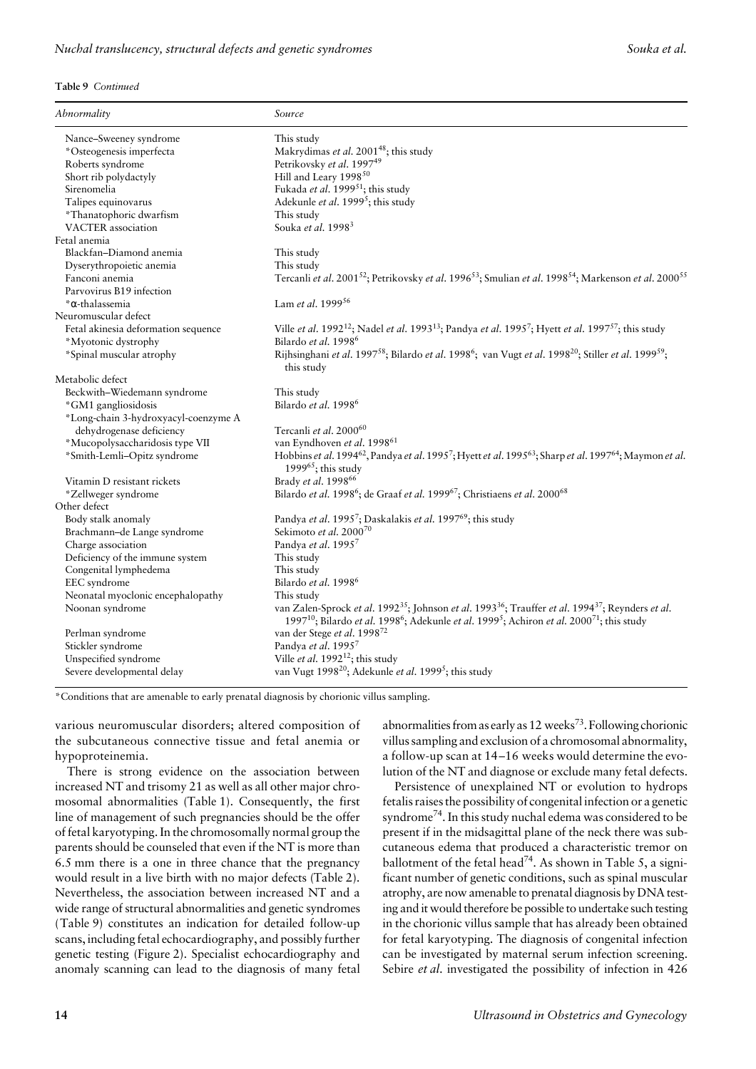**Table 9** *Continued*

| *Abnormality* | *Source* |
|---|---|
| Nance–Sweeney syndrome | This study |
| *Osteogenesis imperfecta | Makrydimas *et al.* 2001[48]; this study |
| Roberts syndrome | Petrikovsky *et al.* 1997[49] |
| Short rib polydactyly | Hill and Leary 1998[50] |
| Sirenomelia | Fukada *et al.* 1999[51]; this study |
| Talipes equinovarus | Adekunle *et al.* 1999[5]; this study |
| *Thanatophoric dwarfism | This study |
| VACTER association | Souka *et al.* 1998[3] |
| Fetal anemia | |
| Blackfan–Diamond anemia | This study |
| Dyserythropoietic anemia | This study |
| Fanconi anemia | Tercanli *et al.* 2001[52]; Petrikovsky *et al.* 1996[53]; Smulian *et al.* 1998[54]; Markenson *et al.* 2000[55] |
| Parvovirus B19 infection | |
| *α-thalassemia | Lam *et al.* 1999[56] |
| Neuromuscular defect | |
| Fetal akinesia deformation sequence | Ville *et al.* 1992[12]; Nadel *et al.* 1993[13]; Pandya *et al.* 1995[7]; Hyett *et al.* 1997[57]; this study |
| *Myotonic dystrophy | Bilardo *et al.* 1998[6] |
| *Spinal muscular atrophy | Rijhsinghani *et al.* 1997[58]; Bilardo *et al.* 1998[6]; van Vugt *et al.* 1998[20]; Stiller *et al.* 1999[59]; this study |
| Metabolic defect | |
| Beckwith–Wiedemann syndrome | This study |
| *GM1 gangliosidosis | Bilardo *et al.* 1998[6] |
| *Long-chain 3-hydroxyacyl-coenzyme A dehydrogenase deficiency | Tercanli *et al.* 2000[60] |
| *Mucopolysaccharidosis type VII | van Eyndhoven *et al.* 1998[61] |
| *Smith-Lemli-Opitz syndrome | Hobbins *et al.* 1994[62], Pandya *et al.* 1995[7]; Hyett *et al.* 1995[63]; Sharp *et al.* 1997[64]; Maymon *et al.* 1999[65]; this study |
| Vitamin D resistant rickets | Brady *et al.* 1998[66] |
| *Zellweger syndrome | Bilardo *et al.* 1998[6]; de Graaf *et al.* 1999[67]; Christiaens *et al.* 2000[68] |
| Other defect | |
| Body stalk anomaly | Pandya *et al.* 1995[7]; Daskalakis *et al.* 1997[69]; this study |
| Brachmann–de Lange syndrome | Sekimoto *et al.* 2000[70] |
| Charge association | Pandya *et al.* 1995[7] |
| Deficiency of the immune system | This study |
| Congenital lymphedema | This study |
| EEC syndrome | Bilardo *et al.* 1998[6] |
| Neonatal myoclonic encephalopathy | This study |
| Noonan syndrome | van Zalen-Sprock *et al.* 1992[35]; Johnson *et al.* 1993[36]; Trauffer *et al.* 1994[37]; Reynders *et al.* 1997[10]; Bilardo *et al.* 1998[6]; Adekunle *et al.* 1999[5]; Achiron *et al.* 2000[71]; this study |
| Perlman syndrome | van der Stege *et al.* 1998[72] |
| Stickler syndrome | Pandya *et al.* 1995[7] |
| Unspecified syndrome | Ville *et al.* 1992[12]; this study |
| Severe developmental delay | van Vugt 1998[20]; Adekunle *et al.* 1999[5]; this study |

*Conditions that are amenable to early prenatal diagnosis by chorionic villus sampling.

various neuromuscular disorders; altered composition of the subcutaneous connective tissue and fetal anemia or hypoproteinemia.

There is strong evidence on the association between increased NT and trisomy 21 as well as all other major chromosomal abnormalities (Table 1). Consequently, the first line of management of such pregnancies should be the offer of fetal karyotyping. In the chromosomally normal group the parents should be counseled that even if the NT is more than 6.5 mm there is a one in three chance that the pregnancy would result in a live birth with no major defects (Table 2). Nevertheless, the association between increased NT and a wide range of structural abnormalities and genetic syndromes (Table 9) constitutes an indication for detailed follow-up scans, including fetal echocardiography, and possibly further genetic testing (Figure 2). Specialist echocardiography and anomaly scanning can lead to the diagnosis of many fetal abnormalities from as early as 12 weeks[73]. Following chorionic villus sampling and exclusion of a chromosomal abnormality, a follow-up scan at 14–16 weeks would determine the evolution of the NT and diagnose or exclude many fetal defects.

Persistence of unexplained NT or evolution to hydrops fetalis raises the possibility of congenital infection or a genetic syndrome[74]. In this study nuchal edema was considered to be present if in the midsagittal plane of the neck there was subcutaneous edema that produced a characteristic tremor on ballotment of the fetal head[74]. As shown in Table 5, a significant number of genetic conditions, such as spinal muscular atrophy, are now amenable to prenatal diagnosis by DNA testing and it would therefore be possible to undertake such testing in the chorionic villus sample that has already been obtained for fetal karyotyping. The diagnosis of congenital infection can be investigated by maternal serum infection screening. Sebire *et al.* investigated the possibility of infection in 426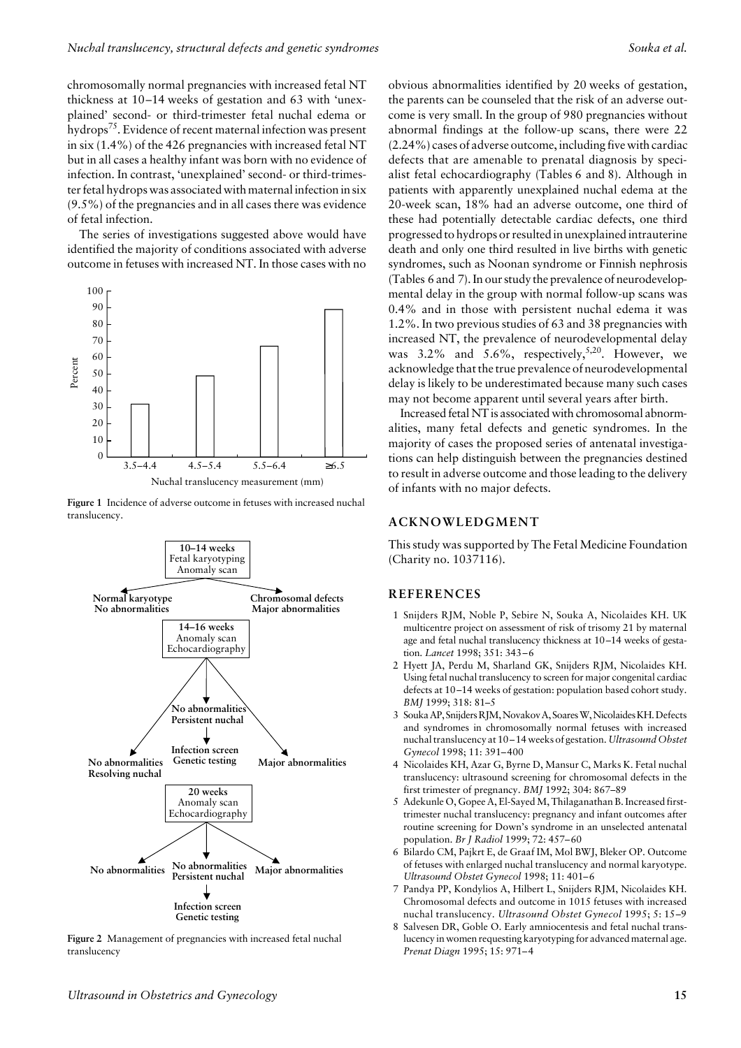chromosomally normal pregnancies with increased fetal NT thickness at 10–14 weeks of gestation and 63 with 'unexplained' second- or third-trimester fetal nuchal edema or hydrops[75]. Evidence of recent maternal infection was present in six (1.4%) of the 426 pregnancies with increased fetal NT but in all cases a healthy infant was born with no evidence of infection. In contrast, 'unexplained' second- or third-trimester fetal hydrops was associated with maternal infection in six (9.5%) of the pregnancies and in all cases there was evidence of fetal infection.

The series of investigations suggested above would have identified the majority of conditions associated with adverse outcome in fetuses with increased NT. In those cases with no obvious abnormalities identified by 20 weeks of gestation, the parents can be counseled that the risk of an adverse outcome is very small. In the group of 980 pregnancies without abnormal findings at the follow-up scans, there were 22 (2.24%) cases of adverse outcome, including five with cardiac defects that are amenable to prenatal diagnosis by specialist fetal echocardiography (Tables 6 and 8). Although in patients with apparently unexplained nuchal edema at the 20-week scan, 18% had an adverse outcome, one third of these had potentially detectable cardiac defects, one third progressed to hydrops or resulted in unexplained intrauterine death and only one third resulted in live births with genetic syndromes, such as Noonan syndrome or Finnish nephrosis (Tables 6 and 7). In our study the prevalence of neurodevelopmental delay in the group with normal follow-up scans was 0.4% and in those with persistent nuchal edema it was 1.2%. In two previous studies of 63 and 38 pregnancies with increased NT, the prevalence of neurodevelopmental delay was 3.2% and 5.6%, respectively,[5,20]. However, we acknowledge that the true prevalence of neurodevelopmental delay is likely to be underestimated because many such cases may not become apparent until several years after birth.

Increased fetal NT is associated with chromosomal abnormalities, many fetal defects and genetic syndromes. In the majority of cases the proposed series of antenatal investigations can help distinguish between the pregnancies destined to result in adverse outcome and those leading to the delivery of infants with no major defects.

**Figure 1** Incidence of adverse outcome in fetuses with increased nuchal translucency.

**Figure 2** Management of pregnancies with increased fetal nuchal translucency

## ACKNOWLEDGMENT

This study was supported by The Fetal Medicine Foundation (Charity no. 1037116).

## REFERENCES

1 Snijders RJM, Noble P, Sebire N, Souka A, Nicolaides KH. UK multicentre project on assessment of risk of trisomy 21 by maternal age and fetal nuchal translucency thickness at 10–14 weeks of gestation. *Lancet* 1998; 351: 343–6

2 Hyett JA, Perdu M, Sharland GK, Snijders RJM, Nicolaides KH. Using fetal nuchal translucency to screen for major congenital cardiac defects at 10–14 weeks of gestation: population based cohort study. *BMJ* 1999; 318: 81–5

3 Souka AP, Snijders RJM, Novakov A, Soares W, Nicolaides KH. Defects and syndromes in chromosomally normal fetuses with increased nuchal translucency at 10–14 weeks of gestation. *Ultrasound Obstet Gynecol* 1998; 11: 391–400

4 Nicolaides KH, Azar G, Byrne D, Mansur C, Marks K. Fetal nuchal translucency: ultrasound screening for chromosomal defects in the first trimester of pregnancy. *BMJ* 1992; 304: 867–89

5 Adekunle O, Gopee A, El-Sayed M, Thilaganathan B. Increased first-trimester nuchal translucency: pregnancy and infant outcomes after routine screening for Down's syndrome in an unselected antenatal population. *Br J Radiol* 1999; 72: 457–60

6 Bilardo CM, Pajkrt E, de Graaf IM, Mol BWJ, Bleker OP. Outcome of fetuses with enlarged nuchal translucency and normal karyotype. *Ultrasound Obstet Gynecol* 1998; 11: 401–6

7 Pandya PP, Kondylios A, Hilbert L, Snijders RJM, Nicolaides KH. Chromosomal defects and outcome in 1015 fetuses with increased nuchal translucency. *Ultrasound Obstet Gynecol* 1995; 5: 15–9

8 Salvesen DR, Goble O. Early amniocentesis and fetal nuchal translucency in women requesting karyotyping for advanced maternal age. *Prenat Diagn* 1995; 15: 971–4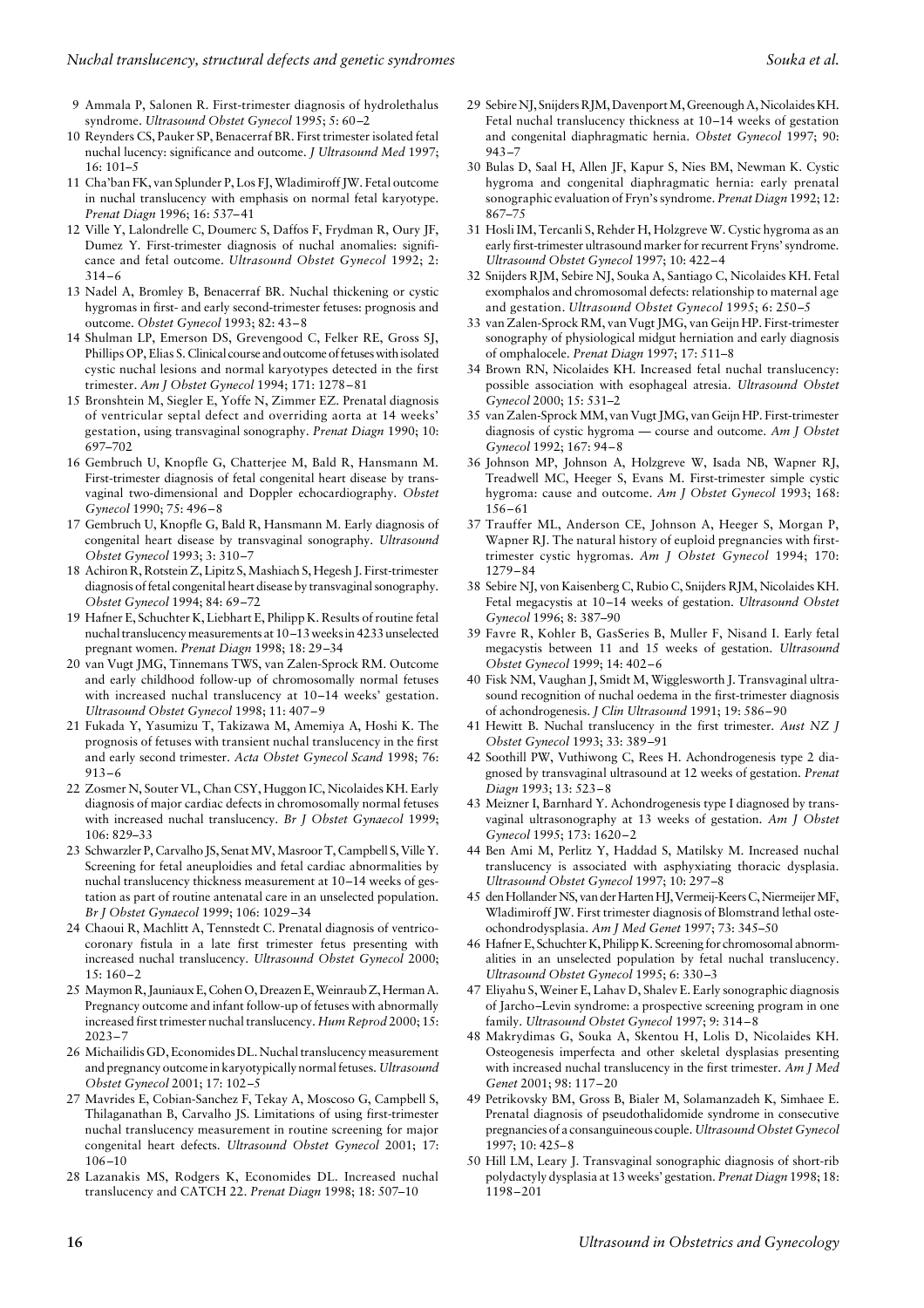9 Ammala P, Salonen R. First-trimester diagnosis of hydrolethalus syndrome. *Ultrasound Obstet Gynecol* 1995; 5: 60–2

10 Reynders CS, Pauker SP, Benacerraf BR. First trimester isolated fetal nuchal lucency: significance and outcome. *J Ultrasound Med* 1997; 16: 101–5

11 Cha'ban FK, van Splunder P, Los FJ, Wladimiroff JW. Fetal outcome in nuchal translucency with emphasis on normal fetal karyotype. *Prenat Diagn* 1996; 16: 537–41

12 Ville Y, Lalondrelle C, Doumerc S, Daffos F, Frydman R, Oury JF, Dumez Y. First-trimester diagnosis of nuchal anomalies: significance and fetal outcome. *Ultrasound Obstet Gynecol* 1992; 2: 314–6

13 Nadel A, Bromley B, Benacerraf BR. Nuchal thickening or cystic hygromas in first- and early second-trimester fetuses: prognosis and outcome. *Obstet Gynecol* 1993; 82: 43–8

14 Shulman LP, Emerson DS, Grevengood C, Felker RE, Gross SJ, Phillips OP, Elias S. Clinical course and outcome of fetuses with isolated cystic nuchal lesions and normal karyotypes detected in the first trimester. *Am J Obstet Gynecol* 1994; 171: 1278–81

15 Bronshtein M, Siegler E, Yoffe N, Zimmer EZ. Prenatal diagnosis of ventricular septal defect and overriding aorta at 14 weeks' gestation, using transvaginal sonography. *Prenat Diagn* 1990; 10: 697–702

16 Gembruch U, Knopfle G, Chatterjee M, Bald R, Hansmann M. First-trimester diagnosis of fetal congenital heart disease by transvaginal two-dimensional and Doppler echocardiography. *Obstet Gynecol* 1990; 75: 496–8

17 Gembruch U, Knopfle G, Bald R, Hansmann M. Early diagnosis of congenital heart disease by transvaginal sonography. *Ultrasound Obstet Gynecol* 1993; 3: 310–7

18 Achiron R, Rotstein Z, Lipitz S, Mashiach S, Hegesh J. First-trimester diagnosis of fetal congenital heart disease by transvaginal sonography. *Obstet Gynecol* 1994; 84: 69–72

19 Hafner E, Schuchter K, Liebhart E, Philipp K. Results of routine fetal nuchal translucency measurements at 10–13 weeks in 4233 unselected pregnant women. *Prenat Diagn* 1998; 18: 29–34

20 van Vugt JMG, Tinnemans TWS, van Zalen-Sprock RM. Outcome and early childhood follow-up of chromosomally normal fetuses with increased nuchal translucency at 10–14 weeks' gestation. *Ultrasound Obstet Gynecol* 1998; 11: 407–9

21 Fukada Y, Yasumizu T, Takizawa M, Amemiya A, Hoshi K. The prognosis of fetuses with transient nuchal translucency in the first and early second trimester. *Acta Obstet Gynecol Scand* 1998; 76: 913–6

22 Zosmer N, Souter VL, Chan CSY, Huggon IC, Nicolaides KH. Early diagnosis of major cardiac defects in chromosomally normal fetuses with increased nuchal translucency. *Br J Obstet Gynaecol* 1999; 106: 829–33

23 Schwarzler P, Carvalho JS, Senat MV, Masroor T, Campbell S, Ville Y. Screening for fetal aneuploidies and fetal cardiac abnormalities by nuchal translucency thickness measurement at 10–14 weeks of gestation as part of routine antenatal care in an unselected population. *Br J Obstet Gynaecol* 1999; 106: 1029–34

24 Chaoui R, Machlitt A, Tennstedt C. Prenatal diagnosis of ventriculo-coronary fistula in a late first trimester fetus presenting with increased nuchal translucency. *Ultrasound Obstet Gynecol* 2000; 15: 160–2

25 Maymon R, Jauniaux E, Cohen O, Dreazen E, Weinraub Z, Herman A. Pregnancy outcome and infant follow-up of fetuses with abnormally increased first trimester nuchal translucency. *Hum Reprod* 2000; 15: 2023–7

26 Michailidis GD, Economides DL. Nuchal translucency measurement and pregnancy outcome in karyotypically normal fetuses. *Ultrasound Obstet Gynecol* 2001; 17: 102–5

27 Mavrides E, Cobian-Sanchez F, Tekay A, Moscoso G, Campbell S, Thilaganathan B, Carvalho JS. Limitations of using first-trimester nuchal translucency measurement in routine screening for major congenital heart defects. *Ultrasound Obstet Gynecol* 2001; 17: 106–10

28 Lazanakis MS, Rodgers K, Economides DL. Increased nuchal translucency and CATCH 22. *Prenat Diagn* 1998; 18: 507–10

29 Sebire NJ, Snijders RJM, Davenport M, Greenough A, Nicolaides KH. Fetal nuchal translucency thickness at 10–14 weeks of gestation and congenital diaphragmatic hernia. *Obstet Gynecol* 1997; 90: 943–7

30 Bulas D, Saal H, Allen JF, Kapur S, Nies BM, Newman K. Cystic hygroma and congenital diaphragmatic hernia: early prenatal sonographic evaluation of Fryn's syndrome. *Prenat Diagn* 1992; 12: 867–75

31 Hosli IM, Tercanli S, Rehder H, Holzgreve W. Cystic hygroma as an early first-trimester ultrasound marker for recurrent Fryns' syndrome. *Ultrasound Obstet Gynecol* 1997; 10: 422–4

32 Snijders RJM, Sebire NJ, Souka A, Santiago C, Nicolaides KH. Fetal exomphalos and chromosomal defects: relationship to maternal age and gestation. *Ultrasound Obstet Gynecol* 1995; 6: 250–5

33 van Zalen-Sprock RM, van Vugt JMG, van Geijn HP. First-trimester sonography of physiological midgut herniation and early diagnosis of omphalocele. *Prenat Diagn* 1997; 17: 511–8

34 Brown RN, Nicolaides KH. Increased fetal nuchal translucency: possible association with esophageal atresia. *Ultrasound Obstet Gynecol* 2000; 15: 531–2

35 van Zalen-Sprock MM, van Vugt JMG, van Geijn HP. First-trimester diagnosis of cystic hygroma — course and outcome. *Am J Obstet Gynecol* 1992; 167: 94–8

36 Johnson MP, Johnson A, Holzgreve W, Isada NB, Wapner RJ, Treadwell MC, Heeger S, Evans M. First-trimester simple cystic hygroma: cause and outcome. *Am J Obstet Gynecol* 1993; 168: 156–61

37 Trauffer ML, Anderson CE, Johnson A, Heeger S, Morgan P, Wapner RJ. The natural history of euploid pregnancies with first-trimester cystic hygromas. *Am J Obstet Gynecol* 1994; 170: 1279–84

38 Sebire NJ, von Kaisenberg C, Rubio C, Snijders RJM, Nicolaides KH. Fetal megacystis at 10–14 weeks of gestation. *Ultrasound Obstet Gynecol* 1996; 8: 387–90

39 Favre R, Kohler B, GasSeries B, Muller F, Nisand I. Early fetal megacystis between 11 and 15 weeks of gestation. *Ultrasound Obstet Gynecol* 1999; 14: 402–6

40 Fisk NM, Vaughan J, Smidt M, Wigglesworth J. Transvaginal ultrasound recognition of nuchal oedema in the first-trimester diagnosis of achondrogenesis. *J Clin Ultrasound* 1991; 19: 586–90

41 Hewitt B. Nuchal translucency in the first trimester. *Aust NZ J Obstet Gynecol* 1993; 33: 389–91

42 Soothill PW, Vuthiwong C, Rees H. Achondrogenesis type 2 diagnosed by transvaginal ultrasound at 12 weeks of gestation. *Prenat Diagn* 1993; 13: 523–8

43 Meizner I, Barnhard Y. Achondrogenesis type I diagnosed by transvaginal ultrasonography at 13 weeks of gestation. *Am J Obstet Gynecol* 1995; 173: 1620–2

44 Ben Ami M, Perlitz Y, Haddad S, Matilsky M. Increased nuchal translucency is associated with asphyxiating thoracic dysplasia. *Ultrasound Obstet Gynecol* 1997; 10: 297–8

45 den Hollander NS, van der Harten HJ, Vermeij-Keers C, Niermeijer MF, Wladimiroff JW. First trimester diagnosis of Blomstrand lethal osteochondrodysplasia. *Am J Med Genet* 1997; 73: 345–50

46 Hafner E, Schuchter K, Philipp K. Screening for chromosomal abnormalities in an unselected population by fetal nuchal translucency. *Ultrasound Obstet Gynecol* 1995; 6: 330–3

47 Eliyahu S, Weiner E, Lahav D, Shalev E. Early sonographic diagnosis of Jarcho–Levin syndrome: a prospective screening program in one family. *Ultrasound Obstet Gynecol* 1997; 9: 314–8

48 Makrydimas G, Souka A, Skentou H, Lolis D, Nicolaides KH. Osteogenesis imperfecta and other skeletal dysplasias presenting with increased nuchal translucency in the first trimester. *Am J Med Genet* 2001; 98: 117–20

49 Petrikovsky BM, Gross B, Bialer M, Solamanzadeh K, Simhaee E. Prenatal diagnosis of pseudothalidomide syndrome in consecutive pregnancies of a consanguineous couple. *Ultrasound Obstet Gynecol* 1997; 10: 425–8

50 Hill LM, Leary J. Transvaginal sonographic diagnosis of short-rib polydactyly dysplasia at 13 weeks' gestation. *Prenat Diagn* 1998; 18: 1198–201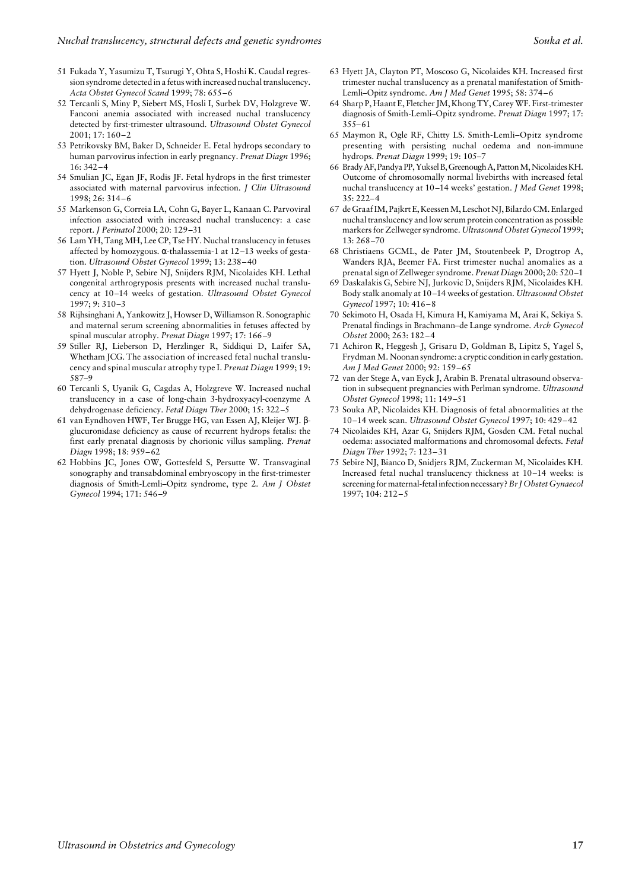51 Fukada Y, Yasumizu T, Tsurugi Y, Ohta S, Hoshi K. Caudal regression syndrome detected in a fetus with increased nuchal translucency. *Acta Obstet Gynecol Scand* 1999; 78: 655–6

52 Tercanli S, Miny P, Siebert MS, Hosli I, Surbek DV, Holzgreve W. Fanconi anemia associated with increased nuchal translucency detected by first-trimester ultrasound. *Ultrasound Obstet Gynecol* 2001; 17: 160–2

53 Petrikovsky BM, Baker D, Schneider E. Fetal hydrops secondary to human parvovirus infection in early pregnancy. *Prenat Diagn* 1996; 16: 342–4

54 Smulian JC, Egan JF, Rodis JF. Fetal hydrops in the first trimester associated with maternal parvovirus infection. *J Clin Ultrasound* 1998; 26: 314–6

55 Markenson G, Correia LA, Cohn G, Bayer L, Kanaan C. Parvoviral infection associated with increased nuchal translucency: a case report. *J Perinatol* 2000; 20: 129–31

56 Lam YH, Tang MH, Lee CP, Tse HY. Nuchal translucency in fetuses affected by homozygous. α-thalassemia-1 at 12–13 weeks of gestation. *Ultrasound Obstet Gynecol* 1999; 13: 238–40

57 Hyett J, Noble P, Sebire NJ, Snijders RJM, Nicolaides KH. Lethal congenital arthrogryposis presents with increased nuchal translucency at 10–14 weeks of gestation. *Ultrasound Obstet Gynecol* 1997; 9: 310–3

58 Rijhsinghani A, Yankowitz J, Howser D, Williamson R. Sonographic and maternal serum screening abnormalities in fetuses affected by spinal muscular atrophy. *Prenat Diagn* 1997; 17: 166–9

59 Stiller RJ, Lieberson D, Herzlinger R, Siddiqui D, Laifer SA, Whetham JCG. The association of increased fetal nuchal translucency and spinal muscular atrophy type I. *Prenat Diagn* 1999; 19: 587–9

60 Tercanli S, Uyanik G, Cagdas A, Holzgreve W. Increased nuchal translucency in a case of long-chain 3-hydroxyacyl-coenzyme A dehydrogenase deficiency. *Fetal Diagn Ther* 2000; 15: 322–5

61 van Eyndhoven HWF, Ter Brugge HG, van Essen AJ, Kleijer WJ. β-glucuronidase deficiency as cause of recurrent hydrops fetalis: the first early prenatal diagnosis by chorionic villus sampling. *Prenat Diagn* 1998; 18: 959–62

62 Hobbins JC, Jones OW, Gottesfeld S, Persutte W. Transvaginal sonography and transabdominal embryoscopy in the first-trimester diagnosis of Smith-Lemli–Opitz syndrome, type 2. *Am J Obstet Gynecol* 1994; 171: 546–9

63 Hyett JA, Clayton PT, Moscoso G, Nicolaides KH. Increased first trimester nuchal translucency as a prenatal manifestation of Smith-Lemli–Opitz syndrome. *Am J Med Genet* 1995; 58: 374–6

64 Sharp P, Haant E, Fletcher JM, Khong TY, Carey WF. First-trimester diagnosis of Smith-Lemli–Opitz syndrome. *Prenat Diagn* 1997; 17: 355–61

65 Maymon R, Ogle RF, Chitty LS. Smith-Lemli–Opitz syndrome presenting with persisting nuchal oedema and non-immune hydrops. *Prenat Diagn* 1999; 19: 105–7

66 Brady AF, Pandya PP, Yuksel B, Greenough A, Patton M, Nicolaides KH. Outcome of chromosomally normal livebirths with increased fetal nuchal translucency at 10–14 weeks' gestation. *J Med Genet* 1998; 35: 222–4

67 de Graaf IM, Pajkrt E, Keessen M, Leschot NJ, Bilardo CM. Enlarged nuchal translucency and low serum protein concentration as possible markers for Zellweger syndrome. *Ultrasound Obstet Gynecol* 1999; 13: 268–70

68 Christiaens GCML, de Pater JM, Stoutenbeek P, Drogtrop A, Wanders RJA, Beemer FA. First trimester nuchal anomalies as a prenatal sign of Zellweger syndrome. *Prenat Diagn* 2000; 20: 520–1

69 Daskalakis G, Sebire NJ, Jurkovic D, Snijders RJM, Nicolaides KH. Body stalk anomaly at 10–14 weeks of gestation. *Ultrasound Obstet Gynecol* 1997; 10: 416–8

70 Sekimoto H, Osada H, Kimura H, Kamiyama M, Arai K, Sekiya S. Prenatal findings in Brachmann–de Lange syndrome. *Arch Gynecol Obstet* 2000; 263: 182–4

71 Achiron R, Heggesh J, Grisaru D, Goldman B, Lipitz S, Yagel S, Frydman M. Noonan syndrome: a cryptic condition in early gestation. *Am J Med Genet* 2000; 92: 159–65

72 van der Stege A, van Eyck J, Arabin B. Prenatal ultrasound observation in subsequent pregnancies with Perlman syndrome. *Ultrasound Obstet Gynecol* 1998; 11: 149–51

73 Souka AP, Nicolaides KH. Diagnosis of fetal abnormalities at the 10–14 week scan. *Ultrasound Obstet Gynecol* 1997; 10: 429–42

74 Nicolaides KH, Azar G, Snijders RJM, Gosden CM. Fetal nuchal oedema: associated malformations and chromosomal defects. *Fetal Diagn Ther* 1992; 7: 123–31

75 Sebire NJ, Bianco D, Snidjers RJM, Zuckerman M, Nicolaides KH. Increased fetal nuchal translucency thickness at 10–14 weeks: is screening for maternal-fetal infection necessary? *Br J Obstet Gynaecol* 1997; 104: 212–5